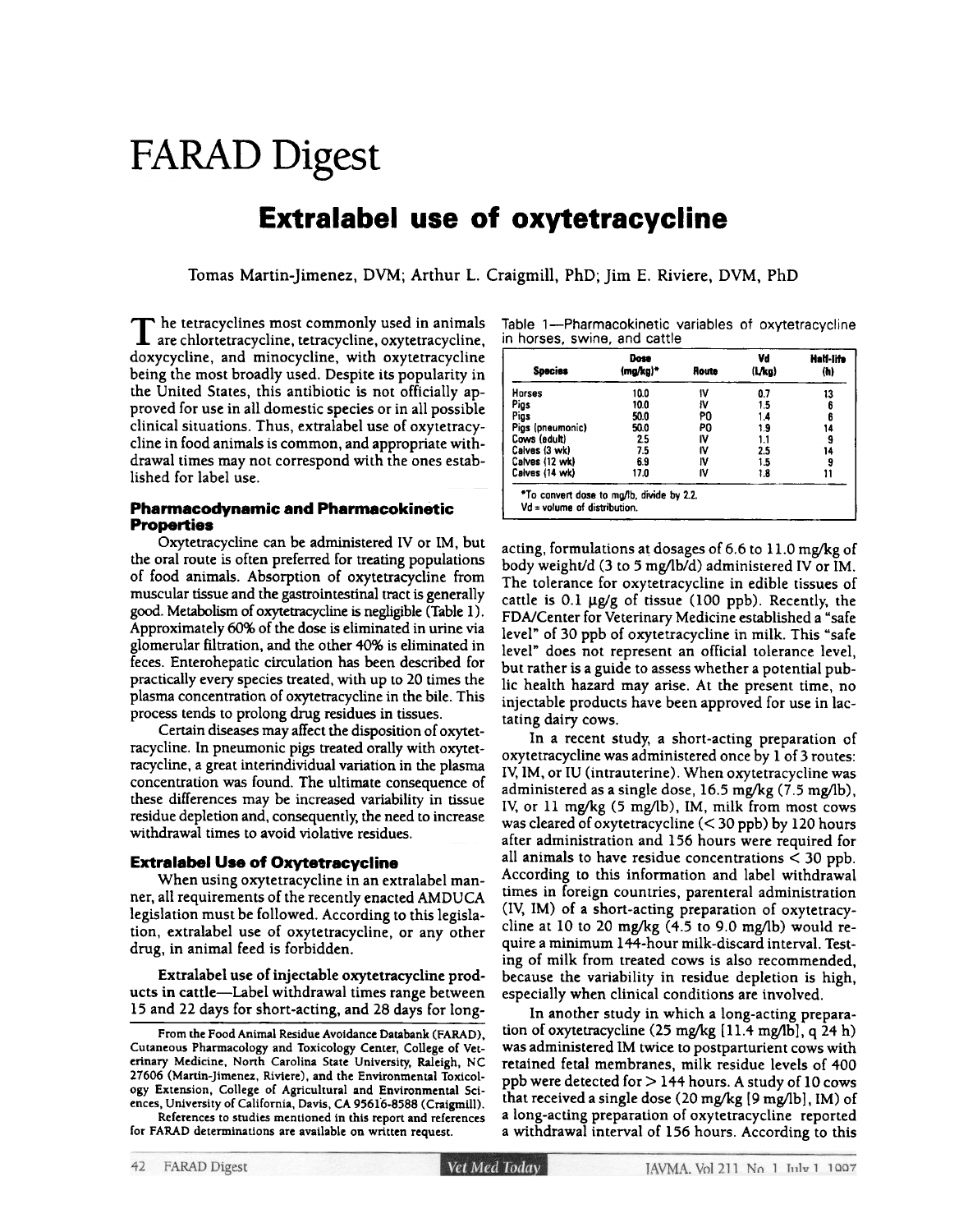# FARAD Digest

## Extralabel use of oxytetracycline

Tomas Martin-Jimenez, DVM; Arthur L. Craigmill, PhD; Jim E. Riviere, DVM, PhD

The tetracyclines most commonly used in animals are chlortetracycline, tetracycline, oxytetracycline, doxycycline, and minocycline, with oxytetracycline being the most broadly used. Despite its popularity in the United States, this antibiotic is not officially approved for use in all domestic species or in all possible clinical situations. Thus, extralabel use of oxytetracycline in food animals is common, and appropriate withdrawal times may not correspond with the ones established for label use.

### Pharmacodynamic and Pharmacokinetic Properties

Oxytetracycline can be administered IV or IM, but the oral route is often preferred for treating populations of food animals. Absorption of oxytetracycline from muscular tissue and the gastrointestinal tract is generally good. Metabolism of oxytetracycline is negligible (Table 1). Approximately 60% of the dose is eliminated in urine via glomerular filtration, and the other 40% is eliminated in feces. Enterohepatic circulation has been described for practically every species treated, with up to 20 times the plasma concentration of oxytetracycline in the bile. This process tends to prolong drug residues in tissues.

Certain diseases may affect the disposition of oxytetracycline. In pneumonic pigs treated orally with oxytetracycline, a great interindividual variation in the plasma concentration was found. The ultimate consequence of these differences may be increased variability in tissue residue depletion and, consequently, the need to increase withdrawal times to avoid violative residues.

### Extralabel Use of Oxytetracycline

When using oxytetracycline in an extralabel manner, all requirements of the recently enacted AMDUCA legislation must be followed. According to this legislation, extralabel use of oxytetracycline, or any other drug, in animal feed is forbidden.

**Extralabel use of injectable oxytetracycline products in cattle**—Label withdrawal times range between 15 and 22 days for short-acting, and 28 days for long-acting, formulations at dosages of 6.6 to 11.0 mg/kg of body weight/d (3 to 5 mg/lb/d) administered IV or IM. The tolerance for oxytetracycline in edible tissues of cattle is 0.1 µg/g of tissue (100 ppb). Recently, the FDA/Center for Veterinary Medicine established a "safe level" of 30 ppb of oxytetracycline in milk. This "safe level" does not represent an official tolerance level, but rather is a guide to assess whether a potential public health hazard may arise. At the present time, no injectable products have been approved for use in lactating dairy cows.

Table 1—Pharmacokinetic variables of oxytetracycline in horses, swine, and cattle

| Species | Dose (mg/kg)* | Route | Vd (L/kg) | Half-life (h) |
|---|---|---|---|---|
| Horses | 10.0 | IV | 0.7 | 13 |
| Pigs | 10.0 | IV | 1.5 | 6 |
| Pigs | 50.0 | PO | 1.4 | 6 |
| Pigs (pneumonic) | 50.0 | PO | 1.9 | 14 |
| Cows (adult) | 2.5 | IV | 1.1 | 9 |
| Calves (3 wk) | 7.5 | IV | 2.5 | 14 |
| Calves (12 wk) | 6.9 | IV | 1.5 | 9 |
| Calves (14 wk) | 17.0 | IV | 1.8 | 11 |

*To convert dose to mg/lb, divide by 2.2.
Vd = volume of distribution.

In a recent study, a short-acting preparation of oxytetracycline was administered once by 1 of 3 routes: IV, IM, or IU (intrauterine). When oxytetracycline was administered as a single dose, 16.5 mg/kg (7.5 mg/lb), IV, or 11 mg/kg (5 mg/lb), IM, milk from most cows was cleared of oxytetracycline (< 30 ppb) by 120 hours after administration and 156 hours were required for all animals to have residue concentrations < 30 ppb. According to this information and label withdrawal times in foreign countries, parenteral administration (IV, IM) of a short-acting preparation of oxytetracycline at 10 to 20 mg/kg (4.5 to 9.0 mg/lb) would require a minimum 144-hour milk-discard interval. Testing of milk from treated cows is also recommended, because the variability in residue depletion is high, especially when clinical conditions are involved.

In another study in which a long-acting preparation of oxytetracycline (25 mg/kg [11.4 mg/lb], q 24 h) was administered IM twice to postparturient cows with retained fetal membranes, milk residue levels of 400 ppb were detected for > 144 hours. A study of 10 cows that received a single dose (20 mg/kg [9 mg/lb], IM) of a long-acting preparation of oxytetracycline reported a withdrawal interval of 156 hours. According to this

From the Food Animal Residue Avoidance Databank (FARAD), Cutaneous Pharmacology and Toxicology Center, College of Veterinary Medicine, North Carolina State University, Raleigh, NC 27606 (Martin-Jimenez, Riviere), and the Environmental Toxicology Extension, College of Agricultural and Environmental Sciences, University of California, Davis, CA 95616-8588 (Craigmill).

References to studies mentioned in this report and references for FARAD determinations are available on written request.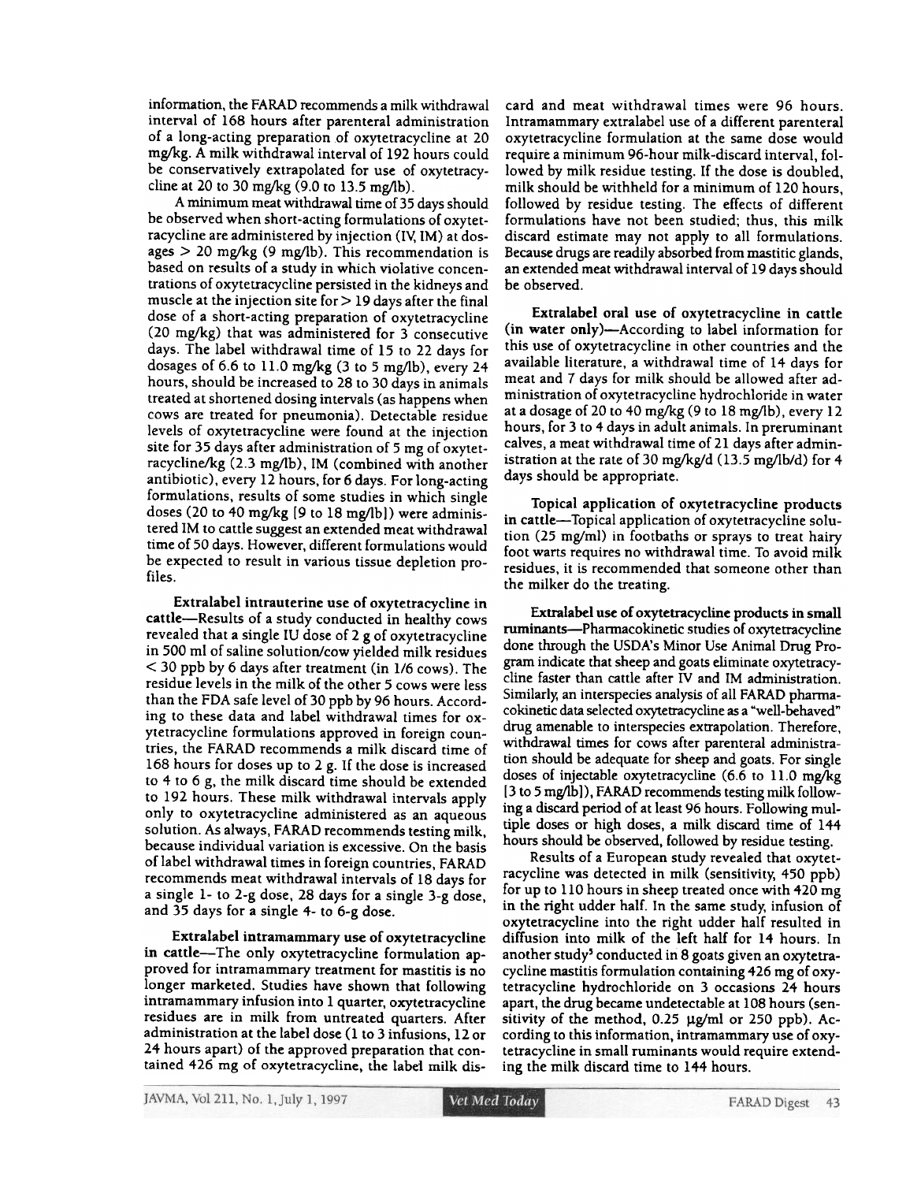information, the FARAD recommends a milk withdrawal interval of 168 hours after parenteral administration of a long-acting preparation of oxytetracycline at 20 mg/kg. A milk withdrawal interval of 192 hours could be conservatively extrapolated for use of oxytetracycline at 20 to 30 mg/kg (9.0 to 13.5 mg/lb).

A minimum meat withdrawal time of 35 days should be observed when short-acting formulations of oxytetracycline are administered by injection (IV, IM) at dosages > 20 mg/kg (9 mg/lb). This recommendation is based on results of a study in which violative concentrations of oxytetracycline persisted in the kidneys and muscle at the injection site for > 19 days after the final dose of a short-acting preparation of oxytetracycline (20 mg/kg) that was administered for 3 consecutive days. The label withdrawal time of 15 to 22 days for dosages of 6.6 to 11.0 mg/kg (3 to 5 mg/lb), every 24 hours, should be increased to 28 to 30 days in animals treated at shortened dosing intervals (as happens when cows are treated for pneumonia). Detectable residue levels of oxytetracycline were found at the injection site for 35 days after administration of 5 mg of oxytetracycline/kg (2.3 mg/lb), IM (combined with another antibiotic), every 12 hours, for 6 days. For long-acting formulations, results of some studies in which single doses (20 to 40 mg/kg [9 to 18 mg/lb]) were administered IM to cattle suggest an extended meat withdrawal time of 50 days. However, different formulations would be expected to result in various tissue depletion profiles.

**Extralabel intrauterine use of oxytetracycline in cattle**—Results of a study conducted in healthy cows revealed that a single IU dose of 2 g of oxytetracycline in 500 ml of saline solution/cow yielded milk residues < 30 ppb by 6 days after treatment (in 1/6 cows). The residue levels in the milk of the other 5 cows were less than the FDA safe level of 30 ppb by 96 hours. According to these data and label withdrawal times for oxytetracycline formulations approved in foreign countries, the FARAD recommends a milk discard time of 168 hours for doses up to 2 g. If the dose is increased to 4 to 6 g, the milk discard time should be extended to 192 hours. These milk withdrawal intervals apply only to oxytetracycline administered as an aqueous solution. As always, FARAD recommends testing milk, because individual variation is excessive. On the basis of label withdrawal times in foreign countries, FARAD recommends meat withdrawal intervals of 18 days for a single 1- to 2-g dose, 28 days for a single 3-g dose, and 35 days for a single 4- to 6-g dose.

**Extralabel intramammary use of oxytetracycline in cattle**—The only oxytetracycline formulation approved for intramammary treatment for mastitis is no longer marketed. Studies have shown that following intramammary infusion into 1 quarter, oxytetracycline residues are in milk from untreated quarters. After administration at the label dose (1 to 3 infusions, 12 or 24 hours apart) of the approved preparation that contained 426 mg of oxytetracycline, the label milk discard and meat withdrawal times were 96 hours. Intramammary extralabel use of a different parenteral oxytetracycline formulation at the same dose would require a minimum 96-hour milk-discard interval, followed by milk residue testing. If the dose is doubled, milk should be withheld for a minimum of 120 hours, followed by residue testing. The effects of different formulations have not been studied; thus, this milk discard estimate may not apply to all formulations. Because drugs are readily absorbed from mastitic glands, an extended meat withdrawal interval of 19 days should be observed.

**Extralabel oral use of oxytetracycline in cattle (in water only)**—According to label information for this use of oxytetracycline in other countries and the available literature, a withdrawal time of 14 days for meat and 7 days for milk should be allowed after administration of oxytetracycline hydrochloride in water at a dosage of 20 to 40 mg/kg (9 to 18 mg/lb), every 12 hours, for 3 to 4 days in adult animals. In preruminant calves, a meat withdrawal time of 21 days after administration at the rate of 30 mg/kg/d (13.5 mg/lb/d) for 4 days should be appropriate.

**Topical application of oxytetracycline products in cattle**—Topical application of oxytetracycline solution (25 mg/ml) in footbaths or sprays to treat hairy foot warts requires no withdrawal time. To avoid milk residues, it is recommended that someone other than the milker do the treating.

**Extralabel use of oxytetracycline products in small ruminants**—Pharmacokinetic studies of oxytetracycline done through the USDA's Minor Use Animal Drug Program indicate that sheep and goats eliminate oxytetracycline faster than cattle after IV and IM administration. Similarly, an interspecies analysis of all FARAD pharmacokinetic data selected oxytetracycline as a "well-behaved" drug amenable to interspecies extrapolation. Therefore, withdrawal times for cows after parenteral administration should be adequate for sheep and goats. For single doses of injectable oxytetracycline (6.6 to 11.0 mg/kg [3 to 5 mg/lb]), FARAD recommends testing milk following a discard period of at least 96 hours. Following multiple doses or high doses, a milk discard time of 144 hours should be observed, followed by residue testing.

Results of a European study revealed that oxytetracycline was detected in milk (sensitivity, 450 ppb) for up to 110 hours in sheep treated once with 420 mg in the right udder half. In the same study, infusion of oxytetracycline into the right udder half resulted in diffusion into milk of the left half for 14 hours. In another study[5] conducted in 8 goats given an oxytetracycline mastitis formulation containing 426 mg of oxytetracycline hydrochloride on 3 occasions 24 hours apart, the drug became undetectable at 108 hours (sensitivity of the method, 0.25 µg/ml or 250 ppb). According to this information, intramammary use of oxytetracycline in small ruminants would require extending the milk discard time to 144 hours.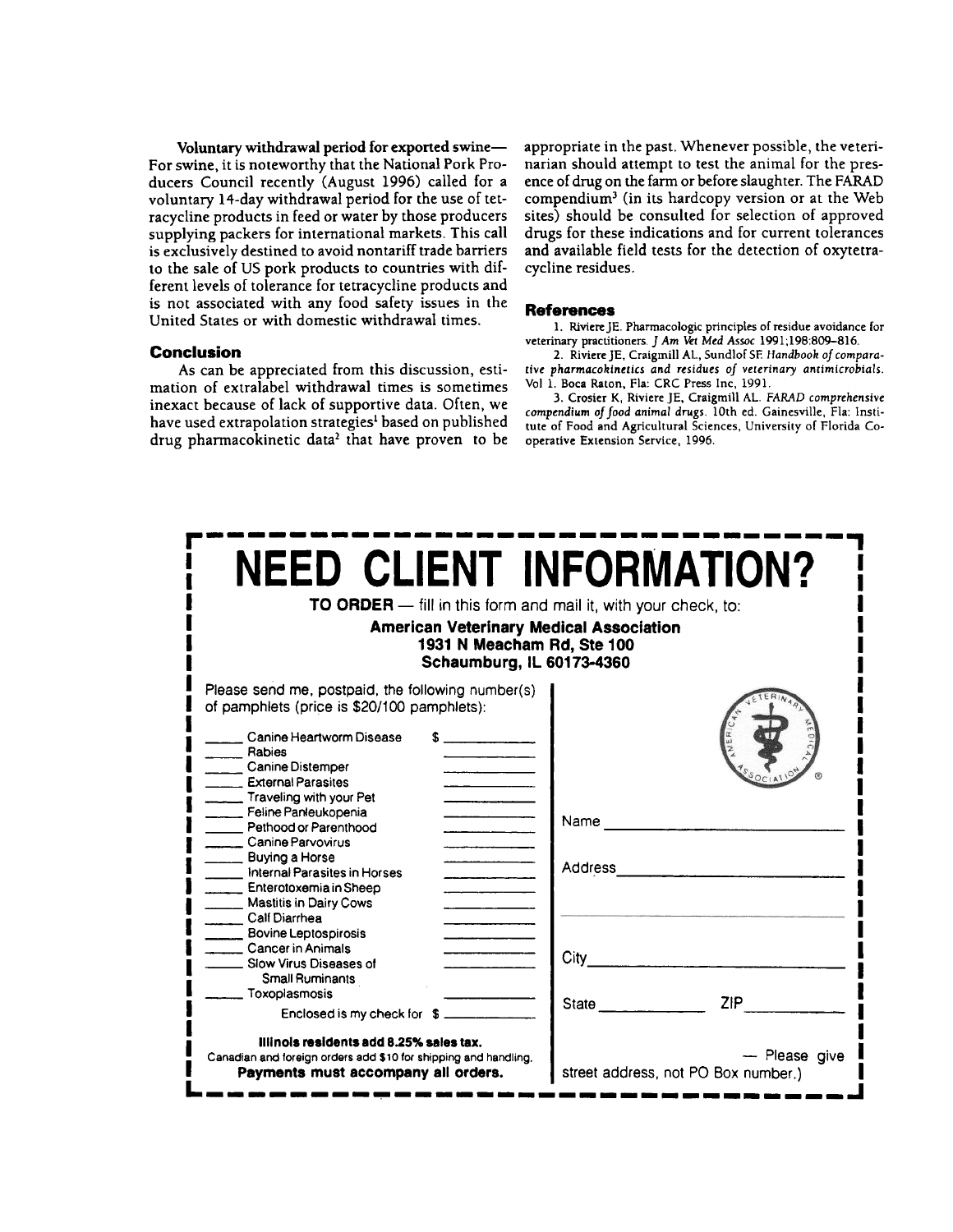**Voluntary withdrawal period for exported swine—** For swine, it is noteworthy that the National Pork Producers Council recently (August 1996) called for a voluntary 14-day withdrawal period for the use of tetracycline products in feed or water by those producers supplying packers for international markets. This call is exclusively destined to avoid nontariff trade barriers to the sale of US pork products to countries with different levels of tolerance for tetracycline products and is not associated with any food safety issues in the United States or with domestic withdrawal times.

## Conclusion

As can be appreciated from this discussion, estimation of extralabel withdrawal times is sometimes inexact because of lack of supportive data. Often, we have used extrapolation strategies[1] based on published drug pharmacokinetic data[2] that have proven to be appropriate in the past. Whenever possible, the veterinarian should attempt to test the animal for the presence of drug on the farm or before slaughter. The FARAD compendium[3] (in its hardcopy version or at the Web sites) should be consulted for selection of approved drugs for these indications and for current tolerances and available field tests for the detection of oxytetracycline residues.

## References

1. Riviere JE. Pharmacologic principles of residue avoidance for veterinary practitioners. *J Am Vet Med Assoc* 1991;198:809–816.
2. Riviere JE, Craigmill AL, Sundlof SF. *Handbook of comparative pharmacokinetics and residues of veterinary antimicrobials.* Vol 1. Boca Raton, Fla: CRC Press Inc, 1991.
3. Crosier K, Riviere JE, Craigmill AL. *FARAD comprehensive compendium of food animal drugs.* 10th ed. Gainesville, Fla: Institute of Food and Agricultural Sciences, University of Florida Cooperative Extension Service, 1996.

# NEED CLIENT INFORMATION?

**TO ORDER** — fill in this form and mail it, with your check, to:

**American Veterinary Medical Association**
**1931 N Meacham Rd, Ste 100**
**Schaumburg, IL 60173-4360**

Please send me, postpaid, the following number(s) of pamphlets (price is $20/100 pamphlets):

- _____ Canine Heartworm Disease $ _________
- _____ Rabies _________
- _____ Canine Distemper _________
- _____ External Parasites _________
- _____ Traveling with your Pet _________
- _____ Feline Panleukopenia _________
- _____ Pethood or Parenthood _________
- _____ Canine Parvovirus _________
- _____ Buying a Horse _________
- _____ Internal Parasites in Horses _________
- _____ Enterotoxemia in Sheep _________
- _____ Mastitis in Dairy Cows _________
- _____ Calf Diarrhea _________
- _____ Bovine Leptospirosis _________
- _____ Cancer in Animals _________
- _____ Slow Virus Diseases of Small Ruminants _________
- _____ Toxoplasmosis _________

Enclosed is my check for $ _________

**Illinois residents add 8.25% sales tax.**
Canadian and foreign orders add $10 for shipping and handling.
**Payments must accompany all orders.**

Name ______________________

Address ______________________

______________________

City ______________________

State __________ ZIP __________

— Please give street address, not PO Box number.)